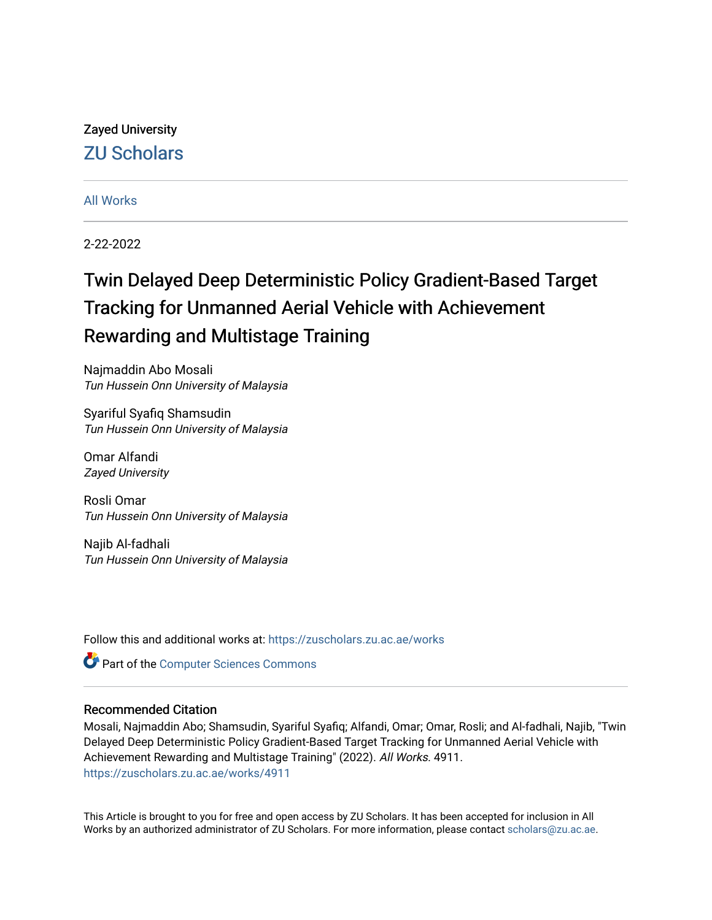Zayed University

ZU Scholars

All Works

2-22-2022

# Twin Delayed Deep Deterministic Policy Gradient-Based Target Tracking for Unmanned Aerial Vehicle with Achievement Rewarding and Multistage Training

Najmaddin Abo Mosali
*Tun Hussein Onn University of Malaysia*

Syariful Syafiq Shamsudin
*Tun Hussein Onn University of Malaysia*

Omar Alfandi
*Zayed University*

Rosli Omar
*Tun Hussein Onn University of Malaysia*

Najib Al-fadhali
*Tun Hussein Onn University of Malaysia*

Follow this and additional works at: https://zuscholars.zu.ac.ae/works

Part of the Computer Sciences Commons

## Recommended Citation

Mosali, Najmaddin Abo; Shamsudin, Syariful Syafiq; Alfandi, Omar; Omar, Rosli; and Al-fadhali, Najib, "Twin Delayed Deep Deterministic Policy Gradient-Based Target Tracking for Unmanned Aerial Vehicle with Achievement Rewarding and Multistage Training" (2022). *All Works*. 4911.
https://zuscholars.zu.ac.ae/works/4911

This Article is brought to you for free and open access by ZU Scholars. It has been accepted for inclusion in All Works by an authorized administrator of ZU Scholars. For more information, please contact scholars@zu.ac.ae.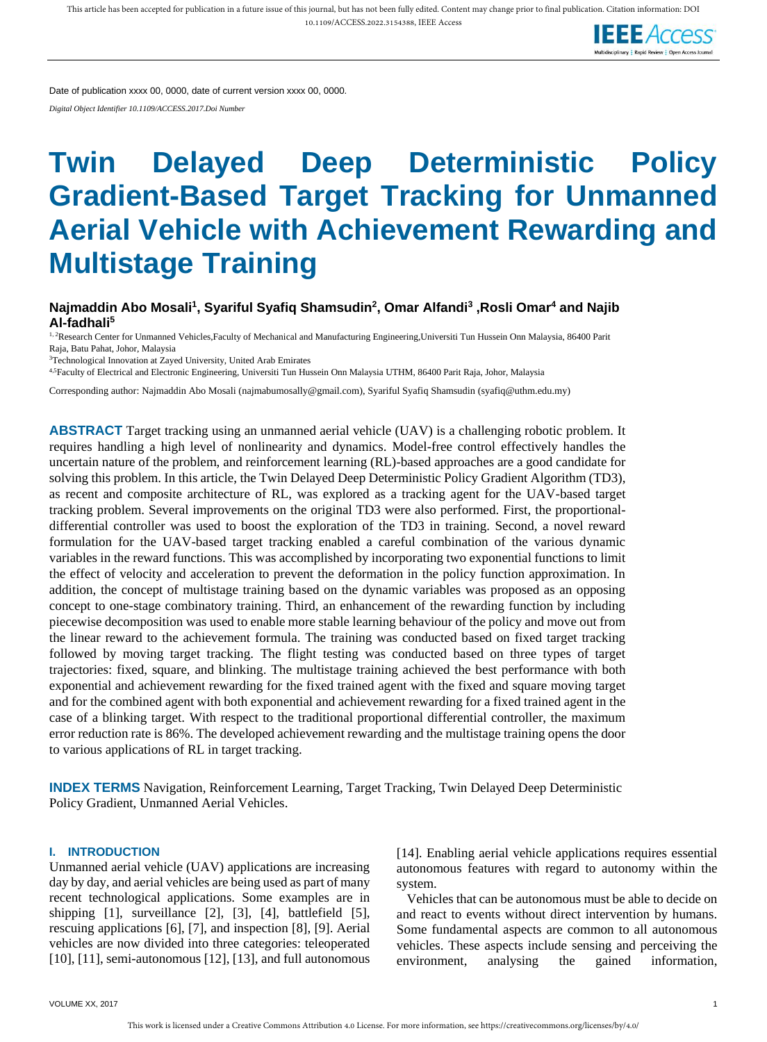Date of publication xxxx 00, 0000, date of current version xxxx 00, 0000.

*Digital Object Identifier 10.1109/ACCESS.2017.Doi Number*

# Twin Delayed Deep Deterministic Policy Gradient-Based Target Tracking for Unmanned Aerial Vehicle with Achievement Rewarding and Multistage Training

**Najmaddin Abo Mosali[1], Syariful Syafiq Shamsudin[2], Omar Alfandi[3], Rosli Omar[4] and Najib Al-fadhali[5]**

[1, 2]Research Center for Unmanned Vehicles, Faculty of Mechanical and Manufacturing Engineering, Universiti Tun Hussein Onn Malaysia, 86400 Parit Raja, Batu Pahat, Johor, Malaysia

[3]Technological Innovation at Zayed University, United Arab Emirates

[4,5]Faculty of Electrical and Electronic Engineering, Universiti Tun Hussein Onn Malaysia UTHM, 86400 Parit Raja, Johor, Malaysia

Corresponding author: Najmaddin Abo Mosali (najmabumosally@gmail.com), Syariful Syafiq Shamsudin (syafiq@uthm.edu.my)

**ABSTRACT** Target tracking using an unmanned aerial vehicle (UAV) is a challenging robotic problem. It requires handling a high level of nonlinearity and dynamics. Model-free control effectively handles the uncertain nature of the problem, and reinforcement learning (RL)-based approaches are a good candidate for solving this problem. In this article, the Twin Delayed Deep Deterministic Policy Gradient Algorithm (TD3), as recent and composite architecture of RL, was explored as a tracking agent for the UAV-based target tracking problem. Several improvements on the original TD3 were also performed. First, the proportional-differential controller was used to boost the exploration of the TD3 in training. Second, a novel reward formulation for the UAV-based target tracking enabled a careful combination of the various dynamic variables in the reward functions. This was accomplished by incorporating two exponential functions to limit the effect of velocity and acceleration to prevent the deformation in the policy function approximation. In addition, the concept of multistage training based on the dynamic variables was proposed as an opposing concept to one-stage combinatory training. Third, an enhancement of the rewarding function by including piecewise decomposition was used to enable more stable learning behaviour of the policy and move out from the linear reward to the achievement formula. The training was conducted based on fixed target tracking followed by moving target tracking. The flight testing was conducted based on three types of target trajectories: fixed, square, and blinking. The multistage training achieved the best performance with both exponential and achievement rewarding for the fixed trained agent with the fixed and square moving target and for the combined agent with both exponential and achievement rewarding for a fixed trained agent in the case of a blinking target. With respect to the traditional proportional differential controller, the maximum error reduction rate is 86%. The developed achievement rewarding and the multistage training opens the door to various applications of RL in target tracking.

**INDEX TERMS** Navigation, Reinforcement Learning, Target Tracking, Twin Delayed Deep Deterministic Policy Gradient, Unmanned Aerial Vehicles.

## I. INTRODUCTION

Unmanned aerial vehicle (UAV) applications are increasing day by day, and aerial vehicles are being used as part of many recent technological applications. Some examples are in shipping [1], surveillance [2], [3], [4], battlefield [5], rescuing applications [6], [7], and inspection [8], [9]. Aerial vehicles are now divided into three categories: teleoperated [10], [11], semi-autonomous [12], [13], and full autonomous [14]. Enabling aerial vehicle applications requires essential autonomous features with regard to autonomy within the system.

Vehicles that can be autonomous must be able to decide on and react to events without direct intervention by humans. Some fundamental aspects are common to all autonomous vehicles. These aspects include sensing and perceiving the environment, analysing the gained information,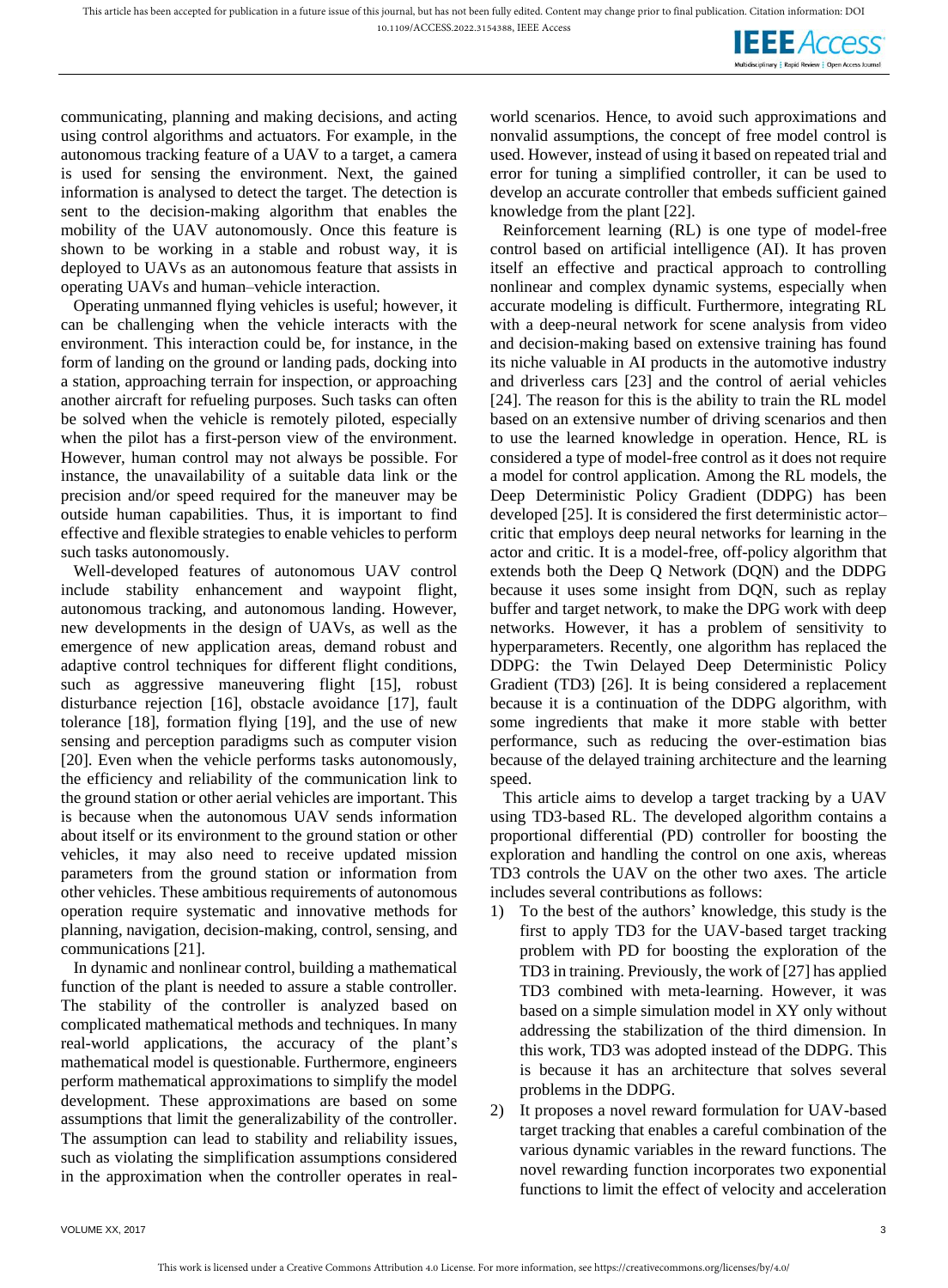communicating, planning and making decisions, and acting using control algorithms and actuators. For example, in the autonomous tracking feature of a UAV to a target, a camera is used for sensing the environment. Next, the gained information is analysed to detect the target. The detection is sent to the decision-making algorithm that enables the mobility of the UAV autonomously. Once this feature is shown to be working in a stable and robust way, it is deployed to UAVs as an autonomous feature that assists in operating UAVs and human–vehicle interaction.

Operating unmanned flying vehicles is useful; however, it can be challenging when the vehicle interacts with the environment. This interaction could be, for instance, in the form of landing on the ground or landing pads, docking into a station, approaching terrain for inspection, or approaching another aircraft for refueling purposes. Such tasks can often be solved when the vehicle is remotely piloted, especially when the pilot has a first-person view of the environment. However, human control may not always be possible. For instance, the unavailability of a suitable data link or the precision and/or speed required for the maneuver may be outside human capabilities. Thus, it is important to find effective and flexible strategies to enable vehicles to perform such tasks autonomously.

Well-developed features of autonomous UAV control include stability enhancement and waypoint flight, autonomous tracking, and autonomous landing. However, new developments in the design of UAVs, as well as the emergence of new application areas, demand robust and adaptive control techniques for different flight conditions, such as aggressive maneuvering flight [15], robust disturbance rejection [16], obstacle avoidance [17], fault tolerance [18], formation flying [19], and the use of new sensing and perception paradigms such as computer vision [20]. Even when the vehicle performs tasks autonomously, the efficiency and reliability of the communication link to the ground station or other aerial vehicles are important. This is because when the autonomous UAV sends information about itself or its environment to the ground station or other vehicles, it may also need to receive updated mission parameters from the ground station or information from other vehicles. These ambitious requirements of autonomous operation require systematic and innovative methods for planning, navigation, decision-making, control, sensing, and communications [21].

In dynamic and nonlinear control, building a mathematical function of the plant is needed to assure a stable controller. The stability of the controller is analyzed based on complicated mathematical methods and techniques. In many real-world applications, the accuracy of the plant's mathematical model is questionable. Furthermore, engineers perform mathematical approximations to simplify the model development. These approximations are based on some assumptions that limit the generalizability of the controller. The assumption can lead to stability and reliability issues, such as violating the simplification assumptions considered in the approximation when the controller operates in real-world scenarios. Hence, to avoid such approximations and nonvalid assumptions, the concept of free model control is used. However, instead of using it based on repeated trial and error for tuning a simplified controller, it can be used to develop an accurate controller that embeds sufficient gained knowledge from the plant [22].

Reinforcement learning (RL) is one type of model-free control based on artificial intelligence (AI). It has proven itself an effective and practical approach to controlling nonlinear and complex dynamic systems, especially when accurate modeling is difficult. Furthermore, integrating RL with a deep-neural network for scene analysis from video and decision-making based on extensive training has found its niche valuable in AI products in the automotive industry and driverless cars [23] and the control of aerial vehicles [24]. The reason for this is the ability to train the RL model based on an extensive number of driving scenarios and then to use the learned knowledge in operation. Hence, RL is considered a type of model-free control as it does not require a model for control application. Among the RL models, the Deep Deterministic Policy Gradient (DDPG) has been developed [25]. It is considered the first deterministic actor–critic that employs deep neural networks for learning in the actor and critic. It is a model-free, off-policy algorithm that extends both the Deep Q Network (DQN) and the DDPG because it uses some insight from DQN, such as replay buffer and target network, to make the DPG work with deep networks. However, it has a problem of sensitivity to hyperparameters. Recently, one algorithm has replaced the DDPG: the Twin Delayed Deep Deterministic Policy Gradient (TD3) [26]. It is being considered a replacement because it is a continuation of the DDPG algorithm, with some ingredients that make it more stable with better performance, such as reducing the over-estimation bias because of the delayed training architecture and the learning speed.

This article aims to develop a target tracking by a UAV using TD3-based RL. The developed algorithm contains a proportional differential (PD) controller for boosting the exploration and handling the control on one axis, whereas TD3 controls the UAV on the other two axes. The article includes several contributions as follows:

1) To the best of the authors' knowledge, this study is the first to apply TD3 for the UAV-based target tracking problem with PD for boosting the exploration of the TD3 in training. Previously, the work of [27] has applied TD3 combined with meta-learning. However, it was based on a simple simulation model in XY only without addressing the stabilization of the third dimension. In this work, TD3 was adopted instead of the DDPG. This is because it has an architecture that solves several problems in the DDPG.
2) It proposes a novel reward formulation for UAV-based target tracking that enables a careful combination of the various dynamic variables in the reward functions. The novel rewarding function incorporates two exponential functions to limit the effect of velocity and acceleration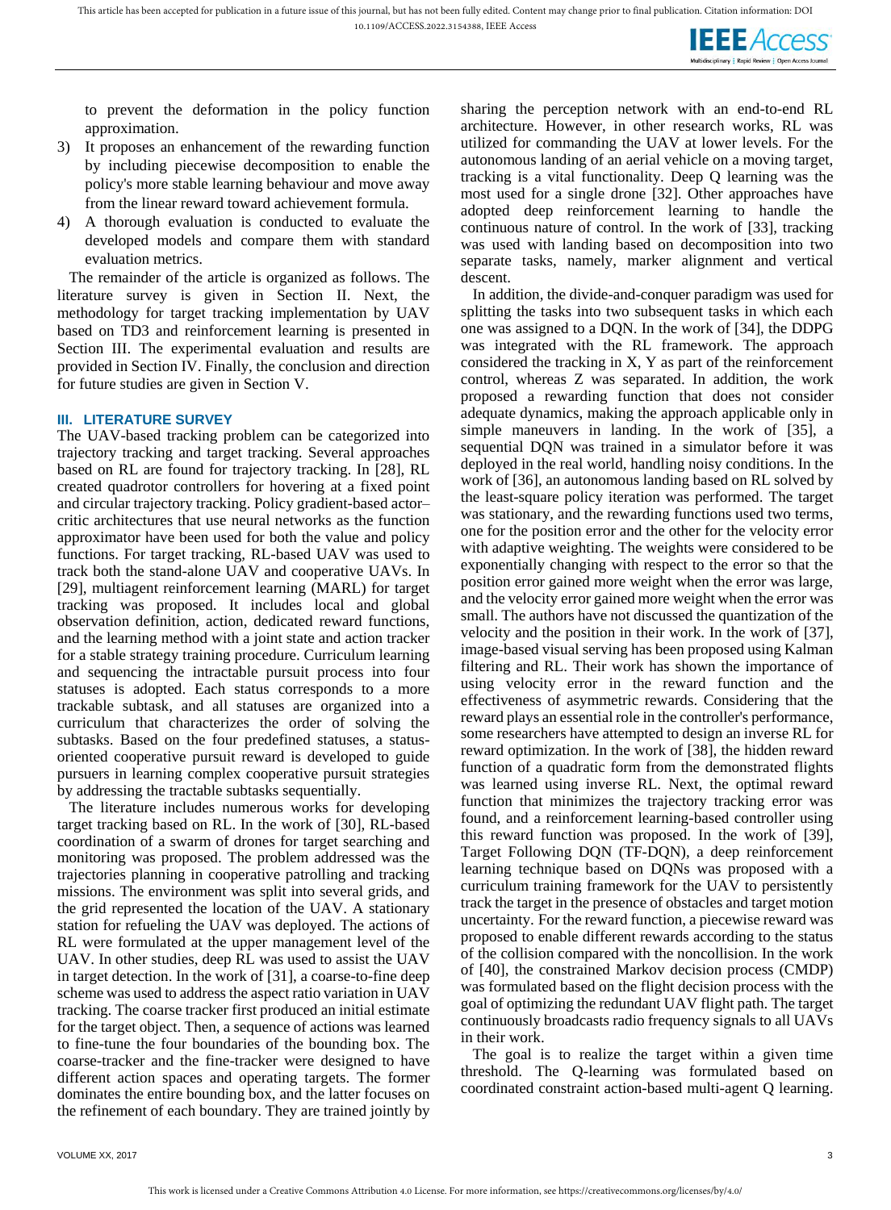to prevent the deformation in the policy function approximation.

3) It proposes an enhancement of the rewarding function by including piecewise decomposition to enable the policy's more stable learning behaviour and move away from the linear reward toward achievement formula.
4) A thorough evaluation is conducted to evaluate the developed models and compare them with standard evaluation metrics.

The remainder of the article is organized as follows. The literature survey is given in Section II. Next, the methodology for target tracking implementation by UAV based on TD3 and reinforcement learning is presented in Section III. The experimental evaluation and results are provided in Section IV. Finally, the conclusion and direction for future studies are given in Section V.

## III. LITERATURE SURVEY

The UAV-based tracking problem can be categorized into trajectory tracking and target tracking. Several approaches based on RL are found for trajectory tracking. In [28], RL created quadrotor controllers for hovering at a fixed point and circular trajectory tracking. Policy gradient-based actor–critic architectures that use neural networks as the function approximator have been used for both the value and policy functions. For target tracking, RL-based UAV was used to track both the stand-alone UAV and cooperative UAVs. In [29], multiagent reinforcement learning (MARL) for target tracking was proposed. It includes local and global observation definition, action, dedicated reward functions, and the learning method with a joint state and action tracker for a stable strategy training procedure. Curriculum learning and sequencing the intractable pursuit process into four statuses is adopted. Each status corresponds to a more trackable subtask, and all statuses are organized into a curriculum that characterizes the order of solving the subtasks. Based on the four predefined statuses, a status-oriented cooperative pursuit reward is developed to guide pursuers in learning complex cooperative pursuit strategies by addressing the tractable subtasks sequentially.

The literature includes numerous works for developing target tracking based on RL. In the work of [30], RL-based coordination of a swarm of drones for target searching and monitoring was proposed. The problem addressed was the trajectories planning in cooperative patrolling and tracking missions. The environment was split into several grids, and the grid represented the location of the UAV. A stationary station for refueling the UAV was deployed. The actions of RL were formulated at the upper management level of the UAV. In other studies, deep RL was used to assist the UAV in target detection. In the work of [31], a coarse-to-fine deep scheme was used to address the aspect ratio variation in UAV tracking. The coarse tracker first produced an initial estimate for the target object. Then, a sequence of actions was learned to fine-tune the four boundaries of the bounding box. The coarse-tracker and the fine-tracker were designed to have different action spaces and operating targets. The former dominates the entire bounding box, and the latter focuses on the refinement of each boundary. They are trained jointly by sharing the perception network with an end-to-end RL architecture. However, in other research works, RL was utilized for commanding the UAV at lower levels. For the autonomous landing of an aerial vehicle on a moving target, tracking is a vital functionality. Deep Q learning was the most used for a single drone [32]. Other approaches have adopted deep reinforcement learning to handle the continuous nature of control. In the work of [33], tracking was used with landing based on decomposition into two separate tasks, namely, marker alignment and vertical descent.

In addition, the divide-and-conquer paradigm was used for splitting the tasks into two subsequent tasks in which each one was assigned to a DQN. In the work of [34], the DDPG was integrated with the RL framework. The approach considered the tracking in X, Y as part of the reinforcement control, whereas Z was separated. In addition, the work proposed a rewarding function that does not consider adequate dynamics, making the approach applicable only in simple maneuvers in landing. In the work of [35], a sequential DQN was trained in a simulator before it was deployed in the real world, handling noisy conditions. In the work of [36], an autonomous landing based on RL solved by the least-square policy iteration was performed. The target was stationary, and the rewarding functions used two terms, one for the position error and the other for the velocity error with adaptive weighting. The weights were considered to be exponentially changing with respect to the error so that the position error gained more weight when the error was large, and the velocity error gained more weight when the error was small. The authors have not discussed the quantization of the velocity and the position in their work. In the work of [37], image-based visual serving has been proposed using Kalman filtering and RL. Their work has shown the importance of using velocity error in the reward function and the effectiveness of asymmetric rewards. Considering that the reward plays an essential role in the controller's performance, some researchers have attempted to design an inverse RL for reward optimization. In the work of [38], the hidden reward function of a quadratic form from the demonstrated flights was learned using inverse RL. Next, the optimal reward function that minimizes the trajectory tracking error was found, and a reinforcement learning-based controller using this reward function was proposed. In the work of [39], Target Following DQN (TF-DQN), a deep reinforcement learning technique based on DQNs was proposed with a curriculum training framework for the UAV to persistently track the target in the presence of obstacles and target motion uncertainty. For the reward function, a piecewise reward was proposed to enable different rewards according to the status of the collision compared with the noncollision. In the work of [40], the constrained Markov decision process (CMDP) was formulated based on the flight decision process with the goal of optimizing the redundant UAV flight path. The target continuously broadcasts radio frequency signals to all UAVs in their work.

The goal is to realize the target within a given time threshold. The Q-learning was formulated based on coordinated constraint action-based multi-agent Q learning.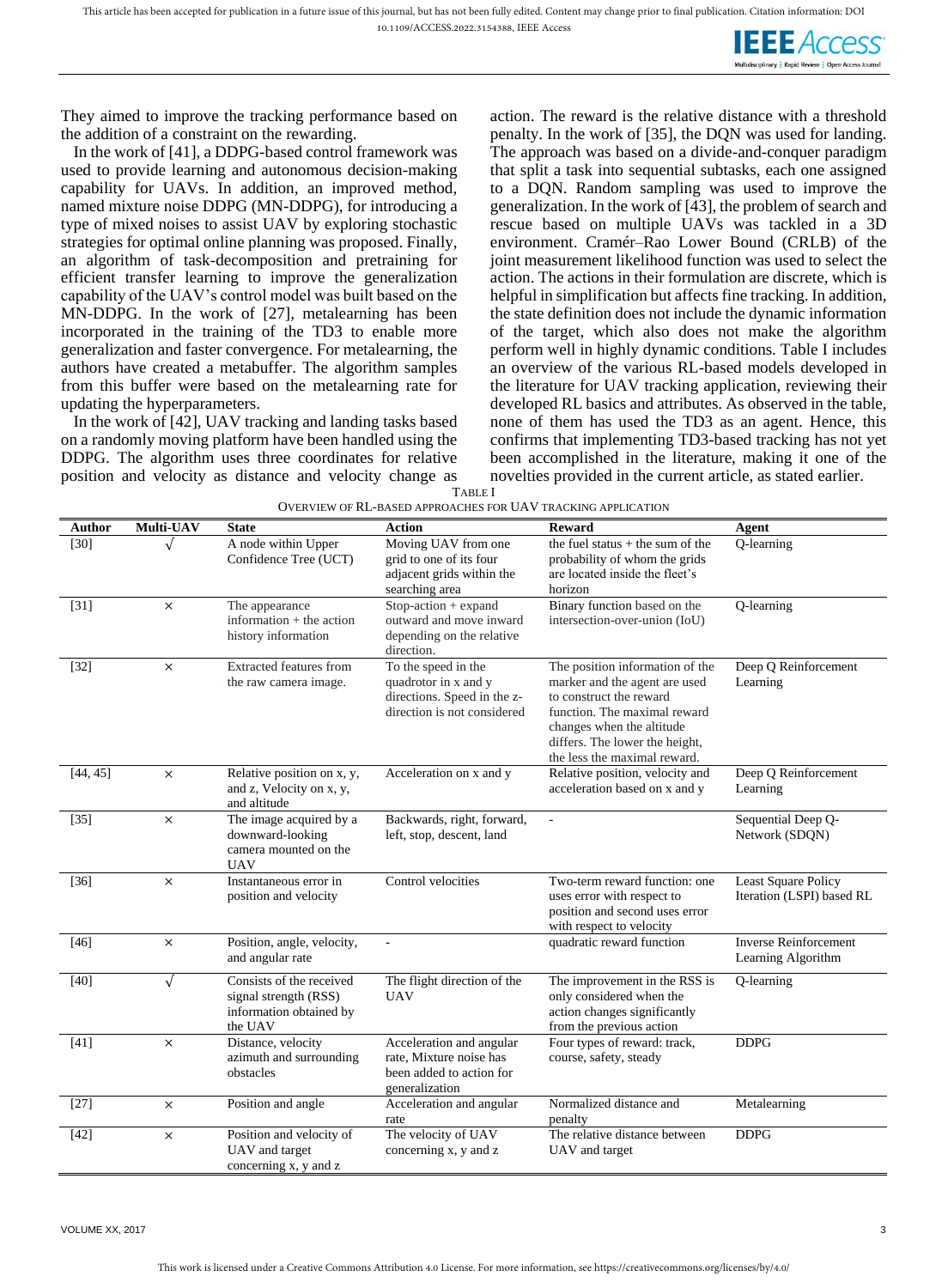They aimed to improve the tracking performance based on the addition of a constraint on the rewarding.

In the work of [41], a DDPG-based control framework was used to provide learning and autonomous decision-making capability for UAVs. In addition, an improved method, named mixture noise DDPG (MN-DDPG), for introducing a type of mixed noises to assist UAV by exploring stochastic strategies for optimal online planning was proposed. Finally, an algorithm of task-decomposition and pretraining for efficient transfer learning to improve the generalization capability of the UAV's control model was built based on the MN-DDPG. In the work of [27], metalearning has been incorporated in the training of the TD3 to enable more generalization and faster convergence. For metalearning, the authors have created a metabuffer. The algorithm samples from this buffer were based on the metalearning rate for updating the hyperparameters.

In the work of [42], UAV tracking and landing tasks based on a randomly moving platform have been handled using the DDPG. The algorithm uses three coordinates for relative position and velocity as distance and velocity change as action. The reward is the relative distance with a threshold penalty. In the work of [35], the DQN was used for landing. The approach was based on a divide-and-conquer paradigm that split a task into sequential subtasks, each one assigned to a DQN. Random sampling was used to improve the generalization. In the work of [43], the problem of search and rescue based on multiple UAVs was tackled in a 3D environment. Cramér–Rao Lower Bound (CRLB) of the joint measurement likelihood function was used to select the action. The actions in their formulation are discrete, which is helpful in simplification but affects fine tracking. In addition, the state definition does not include the dynamic information of the target, which also does not make the algorithm perform well in highly dynamic conditions. Table I includes an overview of the various RL-based models developed in the literature for UAV tracking application, reviewing their developed RL basics and attributes. As observed in the table, none of them has used the TD3 as an agent. Hence, this confirms that implementing TD3-based tracking has not yet been accomplished in the literature, making it one of the novelties provided in the current article, as stated earlier.

TABLE I
OVERVIEW OF RL-BASED APPROACHES FOR UAV TRACKING APPLICATION

| Author | Multi-UAV | State | Action | Reward | Agent |
|---|---|---|---|---|---|
| [30] | √ | A node within Upper Confidence Tree (UCT) | Moving UAV from one grid to one of its four adjacent grids within the searching area | the fuel status + the sum of the probability of whom the grids are located inside the fleet's horizon | Q-learning |
| [31] | × | The appearance information + the action history information | Stop-action + expand outward and move inward depending on the relative direction. | Binary function based on the intersection-over-union (IoU) | Q-learning |
| [32] | × | Extracted features from the raw camera image. | To the speed in the quadrotor in x and y directions. Speed in the z-direction is not considered | The position information of the marker and the agent are used to construct the reward function. The maximal reward changes when the altitude differs. The lower the height, the less the maximal reward. | Deep Q Reinforcement Learning |
| [44, 45] | × | Relative position on x, y, and z, Velocity on x, y, and altitude | Acceleration on x and y | Relative position, velocity and acceleration based on x and y | Deep Q Reinforcement Learning |
| [35] | × | The image acquired by a downward-looking camera mounted on the UAV | Backwards, right, forward, left, stop, descent, land | - | Sequential Deep Q-Network (SDQN) |
| [36] | × | Instantaneous error in position and velocity | Control velocities | Two-term reward function: one uses error with respect to position and second uses error with respect to velocity | Least Square Policy Iteration (LSPI) based RL |
| [46] | × | Position, angle, velocity, and angular rate | - | quadratic reward function | Inverse Reinforcement Learning Algorithm |
| [40] | √ | Consists of the received signal strength (RSS) information obtained by the UAV | The flight direction of the UAV | The improvement in the RSS is only considered when the action changes significantly from the previous action | Q-learning |
| [41] | × | Distance, velocity azimuth and surrounding obstacles | Acceleration and angular rate, Mixture noise has been added to action for generalization | Four types of reward: track, course, safety, steady | DDPG |
| [27] | × | Position and angle | Acceleration and angular rate | Normalized distance and penalty | Metalearning |
| [42] | × | Position and velocity of UAV and target concerning x, y and z | The velocity of UAV concerning x, y and z | The relative distance between UAV and target | DDPG |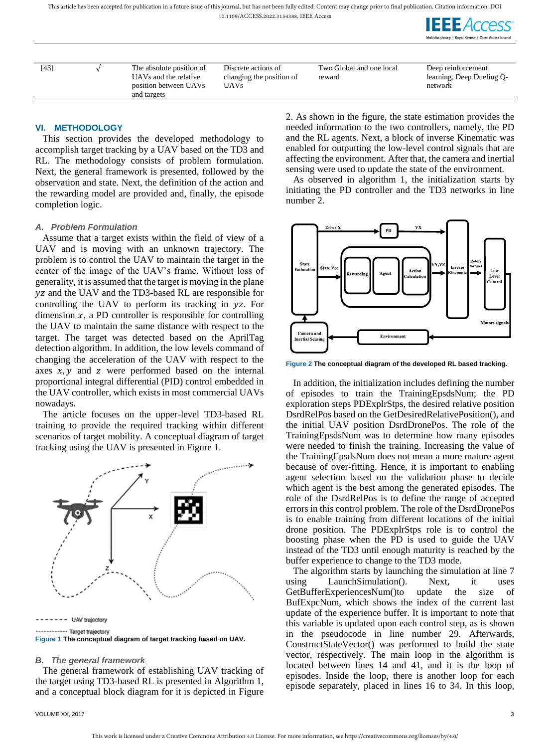| [43] | √ | The absolute position of UAVs and the relative position between UAVs and targets | Discrete actions of changing the position of UAVs | Two Global and one local reward | Deep reinforcement learning, Deep Dueling Q-network |
|---|---|---|---|---|---|

## VI. METHODOLOGY

This section provides the developed methodology to accomplish target tracking by a UAV based on the TD3 and RL. The methodology consists of problem formulation. Next, the general framework is presented, followed by the observation and state. Next, the definition of the action and the rewarding model are provided and, finally, the episode completion logic.

### *A. Problem Formulation*

Assume that a target exists within the field of view of a UAV and is moving with an unknown trajectory. The problem is to control the UAV to maintain the target in the center of the image of the UAV's frame. Without loss of generality, it is assumed that the target is moving in the plane $yz$ and the UAV and the TD3-based RL are responsible for controlling the UAV to perform its tracking in $yz$. For dimension $x$, a PD controller is responsible for controlling the UAV to maintain the same distance with respect to the target. The target was detected based on the AprilTag detection algorithm. In addition, the low levels command of changing the acceleration of the UAV with respect to the axes $x, y$ and $z$ were performed based on the internal proportional integral differential (PID) control embedded in the UAV controller, which exists in most commercial UAVs nowadays.

The article focuses on the upper-level TD3-based RL training to provide the required tracking within different scenarios of target mobility. A conceptual diagram of target tracking using the UAV is presented in Figure 1.

Figure 1 The conceptual diagram of target tracking based on UAV.

### *B. The general framework*

The general framework of establishing UAV tracking of the target using TD3-based RL is presented in Algorithm 1, and a conceptual block diagram for it is depicted in Figure 2. As shown in the figure, the state estimation provides the needed information to the two controllers, namely, the PD and the RL agents. Next, a block of inverse Kinematic was enabled for outputting the low-level control signals that are affecting the environment. After that, the camera and inertial sensing were used to update the state of the environment.

As observed in algorithm 1, the initialization starts by initiating the PD controller and the TD3 networks in line number 2.

Figure 2 The conceptual diagram of the developed RL based tracking.

In addition, the initialization includes defining the number of episodes to train the TrainingEpsdsNum; the PD exploration steps PDExplrStps, the desired relative position DsrdRelPos based on the GetDesiredRelativePosition(), and the initial UAV position DsrdDronePos. The role of the TrainingEpsdsNum was to determine how many episodes were needed to finish the training. Increasing the value of the TrainingEpsdsNum does not mean a more mature agent because of over-fitting. Hence, it is important to enabling agent selection based on the validation phase to decide which agent is the best among the generated episodes. The role of the DsrdRelPos is to define the range of accepted errors in this control problem. The role of the DsrdDronePos is to enable training from different locations of the initial drone position. The PDExplrStps role is to control the boosting phase when the PD is used to guide the UAV instead of the TD3 until enough maturity is reached by the buffer experience to change to the TD3 mode.

The algorithm starts by launching the simulation at line 7 using LaunchSimulation(). Next, it uses GetBufferExperiencesNum()to update the size of BufExpcNum, which shows the index of the current last update of the experience buffer. It is important to note that this variable is updated upon each control step, as is shown in the pseudocode in line number 29. Afterwards, ConstructStateVector() was performed to build the state vector, respectively. The main loop in the algorithm is located between lines 14 and 41, and it is the loop of episodes. Inside the loop, there is another loop for each episode separately, placed in lines 16 to 34. In this loop,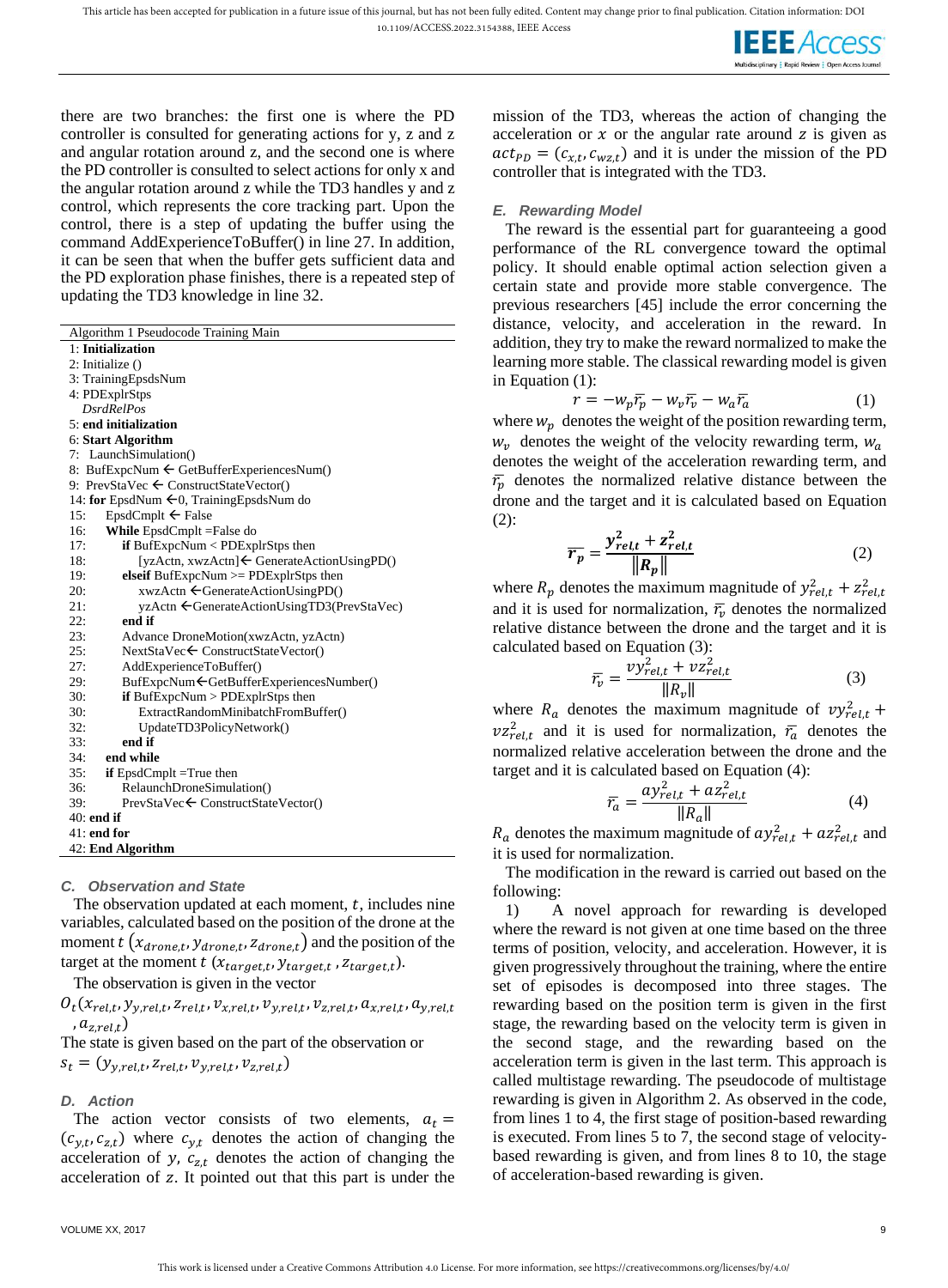there are two branches: the first one is where the PD controller is consulted for generating actions for y, z and z and angular rotation around z, and the second one is where the PD controller is consulted to select actions for only x and the angular rotation around z while the TD3 handles y and z control, which represents the core tracking part. Upon the control, there is a step of updating the buffer using the command AddExperienceToBuffer() in line 27. In addition, it can be seen that when the buffer gets sufficient data and the PD exploration phase finishes, there is a repeated step of updating the TD3 knowledge in line 32.

```
Algorithm 1 Pseudocode Training Main
1: Initialization
2: Initialize ()
3: TrainingEpsdsNum
4: PDExplrStps
   DsrdRelPos
5: end initialization
6: Start Algorithm
7:  LaunchSimulation()
8:  BufExpcNum ← GetBufferExperiencesNum()
9:  PrevStaVec ← ConstructStateVector()
14: for EpsdNum ←0, TrainingEpsdsNum do
15:     EpsdCmplt ← False
16:     While EpsdCmplt =False do
17:         if BufExpcNum < PDExplrStps then
18:             [yzActn, xwzActn]← GenerateActionUsingPD()
19:         elseif BufExpcNum >= PDExplrStps then
20:             xwzActn ←GenerateActionUsingPD()
21:             yzActn ←GenerateActionUsingTD3(PrevStaVec)
22:         end if
23:         Advance DroneMotion(xwzActn, yzActn)
25:         NextStaVec← ConstructStateVector()
27:         AddExperienceToBuffer()
29:         BufExpcNum←GetBufferExperiencesNumber()
30:         if BufExpcNum > PDExplrStps then
30:             ExtractRandomMinibatchFromBuffer()
32:             UpdateTD3PolicyNetwork()
33:         end if
34:     end while
35:     if EpsdCmplt =True then
36:         RelaunchDroneSimulation()
39:         PrevStaVec← ConstructStateVector()
40: end if
41: end for
42: End Algorithm
```

### *C. Observation and State*

The observation updated at each moment, $t$, includes nine variables, calculated based on the position of the drone at the moment $t$ $(x_{drone,t}, y_{drone,t}, z_{drone,t})$ and the position of the target at the moment $t$ $(x_{target,t}, y_{target,t}, z_{target,t})$.

The observation is given in the vector

$O_t(x_{rel,t}, y_{y,rel,t}, z_{rel,t}, v_{x,rel,t}, v_{y,rel,t}, v_{z,rel,t}, a_{x,rel,t}, a_{y,rel,t}, a_{z,rel,t})$

The state is given based on the part of the observation or

$s_t = (y_{y,rel,t}, z_{rel,t}, v_{y,rel,t}, v_{z,rel,t})$

### *D. Action*

The action vector consists of two elements, $a_t = (c_{y,t}, c_{z,t})$ where $c_{y,t}$ denotes the action of changing the acceleration of $y$, $c_{z,t}$ denotes the action of changing the acceleration of $z$. It pointed out that this part is under the mission of the TD3, whereas the action of changing the acceleration or $x$ or the angular rate around $z$ is given as $act_{PD} = (c_{x,t}, c_{wz,t})$ and it is under the mission of the PD controller that is integrated with the TD3.

### *E. Rewarding Model*

The reward is the essential part for guaranteeing a good performance of the RL convergence toward the optimal policy. It should enable optimal action selection given a certain state and provide more stable convergence. The previous researchers [45] include the error concerning the distance, velocity, and acceleration in the reward. In addition, they try to make the reward normalized to make the learning more stable. The classical rewarding model is given in Equation (1):

$$r = -w_p\bar{r}_p - w_v\bar{r}_v - w_a\bar{r}_a \tag{1}$$

where $w_p$ denotes the weight of the position rewarding term, $w_v$ denotes the weight of the velocity rewarding term, $w_a$ denotes the weight of the acceleration rewarding term, and $\bar{r}_p$ denotes the normalized relative distance between the drone and the target and it is calculated based on Equation (2):

$$\overline{\boldsymbol{r}_p} = \frac{\boldsymbol{y}_{rel,t}^2 + \boldsymbol{z}_{rel,t}^2}{\|\boldsymbol{R}_p\|} \tag{2}$$

where $R_p$ denotes the maximum magnitude of $y_{rel,t}^2 + z_{rel,t}^2$ and it is used for normalization, $\bar{r}_v$ denotes the normalized relative distance between the drone and the target and it is calculated based on Equation (3):

$$\bar{r}_v = \frac{vy_{rel,t}^2 + vz_{rel,t}^2}{\|R_v\|} \tag{3}$$

where $R_a$ denotes the maximum magnitude of $vy_{rel,t}^2 + vz_{rel,t}^2$ and it is used for normalization, $\bar{r}_a$ denotes the normalized relative acceleration between the drone and the target and it is calculated based on Equation (4):

$$\bar{r}_a = \frac{ay_{rel,t}^2 + az_{rel,t}^2}{\|R_a\|} \tag{4}$$

$R_a$ denotes the maximum magnitude of $ay_{rel,t}^2 + az_{rel,t}^2$ and it is used for normalization.

The modification in the reward is carried out based on the following:

1) A novel approach for rewarding is developed where the reward is not given at one time based on the three terms of position, velocity, and acceleration. However, it is given progressively throughout the training, where the entire set of episodes is decomposed into three stages. The rewarding based on the position term is given in the first stage, the rewarding based on the velocity term is given in the second stage, and the rewarding based on the acceleration term is given in the last term. This approach is called multistage rewarding. The pseudocode of multistage rewarding is given in Algorithm 2. As observed in the code, from lines 1 to 4, the first stage of position-based rewarding is executed. From lines 5 to 7, the second stage of velocity-based rewarding is given, and from lines 8 to 10, the stage of acceleration-based rewarding is given.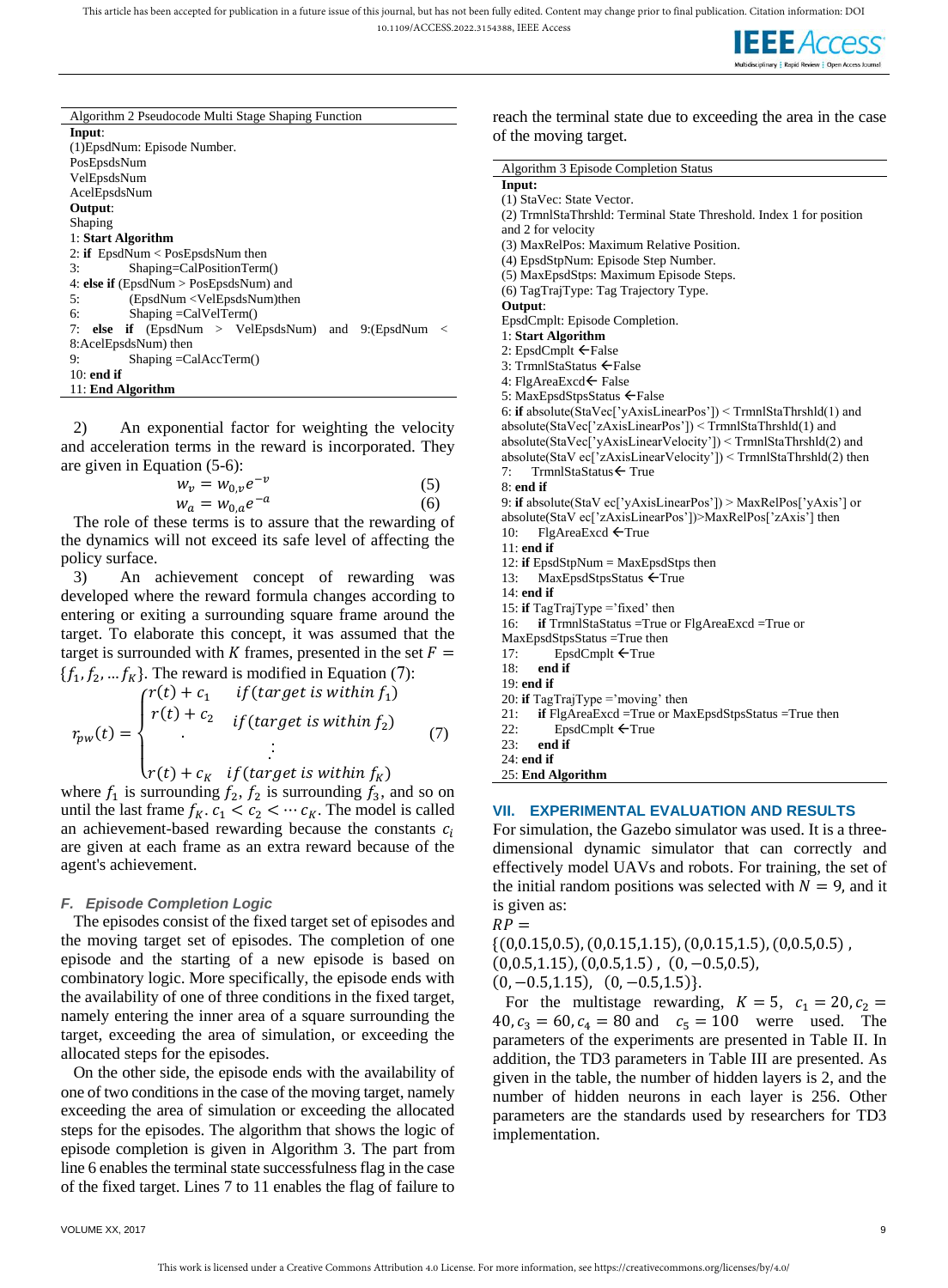Algorithm 2 Pseudocode Multi Stage Shaping Function

**Input**:
(1)EpsdNum: Episode Number.
PosEpsdsNum
VelEpsdsNum
AcelEpsdsNum
**Output**:
Shaping

```
1: Start Algorithm
2: if  EpsdNum < PosEpsdsNum then
3:        Shaping=CalPositionTerm()
4: else if (EpsdNum > PosEpsdsNum) and
5:        (EpsdNum <VelEpsdsNum)then
6:        Shaping =CalVelTerm()
7:  else  if  (EpsdNum  >  VelEpsdsNum)  and  9:(EpsdNum  <
8:AcelEpsdsNum) then
9:        Shaping =CalAccTerm()
10: end if
11: End Algorithm
```

2) An exponential factor for weighting the velocity and acceleration terms in the reward is incorporated. They are given in Equation (5-6):

$$w_v = w_{0,v}e^{-v} \tag{5}$$

$$w_a = w_{0,a}e^{-a} \tag{6}$$

The role of these terms is to assure that the rewarding of the dynamics will not exceed its safe level of affecting the policy surface.

3) An achievement concept of rewarding was developed where the reward formula changes according to entering or exiting a surrounding square frame around the target. To elaborate this concept, it was assumed that the target is surrounded with $K$ frames, presented in the set $F = \{f_1, f_2, \ldots f_K\}$. The reward is modified in Equation (7):

$$r_{pw}(t) = \begin{cases} r(t) + c_1 & if\,(target\ is\ within\ f_1) \\ r(t) + c_2 & if\,(target\ is\ within\ f_2) \\ \vdots & \vdots \\ r(t) + c_K & if\,(target\ is\ within\ f_K) \end{cases} \tag{7}$$

where $f_1$ is surrounding $f_2$, $f_2$ is surrounding $f_3$, and so on until the last frame $f_K$. $c_1 < c_2 < \cdots c_K$. The model is called an achievement-based rewarding because the constants $c_i$ are given at each frame as an extra reward because of the agent's achievement.

### *F. Episode Completion Logic*

The episodes consist of the fixed target set of episodes and the moving target set of episodes. The completion of one episode and the starting of a new episode is based on combinatory logic. More specifically, the episode ends with the availability of one of three conditions in the fixed target, namely entering the inner area of a square surrounding the target, exceeding the area of simulation, or exceeding the allocated steps for the episodes.

On the other side, the episode ends with the availability of one of two conditions in the case of the moving target, namely exceeding the area of simulation or exceeding the allocated steps for the episodes. The algorithm that shows the logic of episode completion is given in Algorithm 3. The part from line 6 enables the terminal state successfulness flag in the case of the fixed target. Lines 7 to 11 enables the flag of failure to reach the terminal state due to exceeding the area in the case of the moving target.

Algorithm 3 Episode Completion Status

**Input:**
(1) StaVec: State Vector.
(2) TrmnlStaThrshld: Terminal State Threshold. Index 1 for position and 2 for velocity
(3) MaxRelPos: Maximum Relative Position.
(4) EpsdStpNum: Episode Step Number.
(5) MaxEpsdStps: Maximum Episode Steps.
(6) TagTrajType: Tag Trajectory Type.
**Output**:
EpsdCmplt: Episode Completion.

```
1: Start Algorithm
2: EpsdCmplt ←False
3: TrmnlStaStatus ←False
4: FlgAreaExcd← False
5: MaxEpsdStpsStatus ←False
6: if absolute(StaVec['yAxisLinearPos']) < TrmnlStaThrshld(1) and
absolute(StaVec['zAxisLinearPos']) < TrmnlStaThrshld(1) and
absolute(StaVec['yAxisLinearVelocity']) < TrmnlStaThrshld(2) and
absolute(StaV ec['zAxisLinearVelocity']) < TrmnlStaThrshld(2) then
7:    TrmnlStaStatus← True
8: end if
9: if absolute(StaV ec['yAxisLinearPos']) > MaxRelPos['yAxis'] or
absolute(StaV ec['zAxisLinearPos'])>MaxRelPos['zAxis'] then
10:    FlgAreaExcd ←True
11: end if
12: if EpsdStpNum = MaxEpsdStps then
13:    MaxEpsdStpsStatus ←True
14: end if
15: if TagTrajType ='fixed' then
16:    if TrmnlStaStatus =True or FlgAreaExcd =True or
MaxEpsdStpsStatus =True then
17:        EpsdCmplt ←True
18:    end if
19: end if
20: if TagTrajType ='moving' then
21:    if FlgAreaExcd =True or MaxEpsdStpsStatus =True then
22:        EpsdCmplt ←True
23:    end if
24: end if
25: End Algorithm
```

## VII. EXPERIMENTAL EVALUATION AND RESULTS

For simulation, the Gazebo simulator was used. It is a three-dimensional dynamic simulator that can correctly and effectively model UAVs and robots. For training, the set of the initial random positions was selected with $N = 9$, and it is given as:

$RP =$
$\{(0,0.15,0.5), (0,0.15,1.15), (0,0.15,1.5), (0,0.5,0.5),$
$(0,0.5,1.15), (0,0.5,1.5), (0,-0.5,0.5),$
$(0,-0.5,1.15), (0,-0.5,1.5)\}.$

For the multistage rewarding, $K = 5$, $c_1 = 20, c_2 = 40, c_3 = 60, c_4 = 80$ and $c_5 = 100$ were used. The parameters of the experiments are presented in Table II. In addition, the TD3 parameters in Table III are presented. As given in the table, the number of hidden layers is 2, and the number of hidden neurons in each layer is 256. Other parameters are the standards used by researchers for TD3 implementation.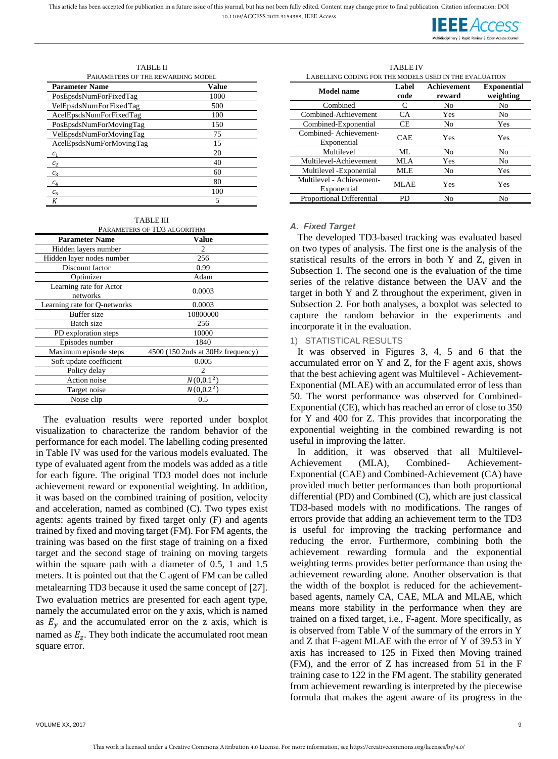TABLE II
PARAMETERS OF THE REWARDING MODEL

| Parameter Name | Value |
|---|---|
| PosEpsdsNumForFixedTag | 1000 |
| VelEpsdsNumForFixedTag | 500 |
| AcelEpsdsNumForFixedTag | 100 |
| PosEpsdsNumForMovingTag | 150 |
| VelEpsdsNumForMovingTag | 75 |
| AcelEpsdsNumForMovingTag | 15 |
| $c_1$ | 20 |
| $c_2$ | 40 |
| $c_3$ | 60 |
| $c_4$ | 80 |
| $c_5$ | 100 |
| $K$ | 5 |

TABLE III
PARAMETERS OF TD3 ALGORITHM

| Parameter Name | Value |
|---|---|
| Hidden layers number | 2 |
| Hidden layer nodes number | 256 |
| Discount factor | 0.99 |
| Optimizer | Adam |
| Learning rate for Actor networks | 0.0003 |
| Learning rate for Q-networks | 0.0003 |
| Buffer size | 10800000 |
| Batch size | 256 |
| PD exploration steps | 10000 |
| Episodes number | 1840 |
| Maximum episode steps | 4500 (150 2nds at 30Hz frequency) |
| Soft update coefficient | 0.005 |
| Policy delay | 2 |
| Action noise | $N(0,0.1^2)$ |
| Target noise | $N(0,0.2^2)$ |
| Noise clip | 0.5 |

The evaluation results were reported under boxplot visualization to characterize the random behavior of the performance for each model. The labelling coding presented in Table IV was used for the various models evaluated. The type of evaluated agent from the models was added as a title for each figure. The original TD3 model does not include achievement reward or exponential weighting. In addition, it was based on the combined training of position, velocity and acceleration, named as combined (C). Two types exist agents: agents trained by fixed target only (F) and agents trained by fixed and moving target (FM). For FM agents, the training was based on the first stage of training on a fixed target and the second stage of training on moving targets within the square path with a diameter of 0.5, 1 and 1.5 meters. It is pointed out that the C agent of FM can be called metalearning TD3 because it used the same concept of [27]. Two evaluation metrics are presented for each agent type, namely the accumulated error on the y axis, which is named as $E_y$ and the accumulated error on the z axis, which is named as $E_z$. They both indicate the accumulated root mean square error.

TABLE IV
LABELLING CODING FOR THE MODELS USED IN THE EVALUATION

| Model name | Label code | Achievement reward | Exponential weighting |
|---|---|---|---|
| Combined | C | No | No |
| Combined-Achievement | CA | Yes | No |
| Combined-Exponential | CE | No | Yes |
| Combined- Achievement-Exponential | CAE | Yes | Yes |
| Multilevel | ML | No | No |
| Multilevel-Achievement | MLA | Yes | No |
| Multilevel -Exponential | MLE | No | Yes |
| Multilevel - Achievement-Exponential | MLAE | Yes | Yes |
| Proportional Differential | PD | No | No |

### *A. Fixed Target*

The developed TD3-based tracking was evaluated based on two types of analysis. The first one is the analysis of the statistical results of the errors in both Y and Z, given in Subsection 1. The second one is the evaluation of the time series of the relative distance between the UAV and the target in both Y and Z throughout the experiment, given in Subsection 2. For both analyses, a boxplot was selected to capture the random behavior in the experiments and incorporate it in the evaluation.

#### 1) STATISTICAL RESULTS

It was observed in Figures 3, 4, 5 and 6 that the accumulated error on Y and Z, for the F agent axis, shows that the best achieving agent was Multilevel - Achievement-Exponential (MLAE) with an accumulated error of less than 50. The worst performance was observed for Combined-Exponential (CE), which has reached an error of close to 350 for Y and 400 for Z. This provides that incorporating the exponential weighting in the combined rewarding is not useful in improving the latter.

In addition, it was observed that all Multilevel-Achievement (MLA), Combined- Achievement-Exponential (CAE) and Combined-Achievement (CA) have provided much better performances than both proportional differential (PD) and Combined (C), which are just classical TD3-based models with no modifications. The ranges of errors provide that adding an achievement term to the TD3 is useful for improving the tracking performance and reducing the error. Furthermore, combining both the achievement rewarding formula and the exponential weighting terms provides better performance than using the achievement rewarding alone. Another observation is that the width of the boxplot is reduced for the achievement-based agents, namely CA, CAE, MLA and MLAE, which means more stability in the performance when they are trained on a fixed target, i.e., F-agent. More specifically, as is observed from Table V of the summary of the errors in Y and Z that F-agent MLAE with the error of Y of 39.53 in Y axis has increased to 125 in Fixed then Moving trained (FM), and the error of Z has increased from 51 in the F training case to 122 in the FM agent. The stability generated from achievement rewarding is interpreted by the piecewise formula that makes the agent aware of its progress in the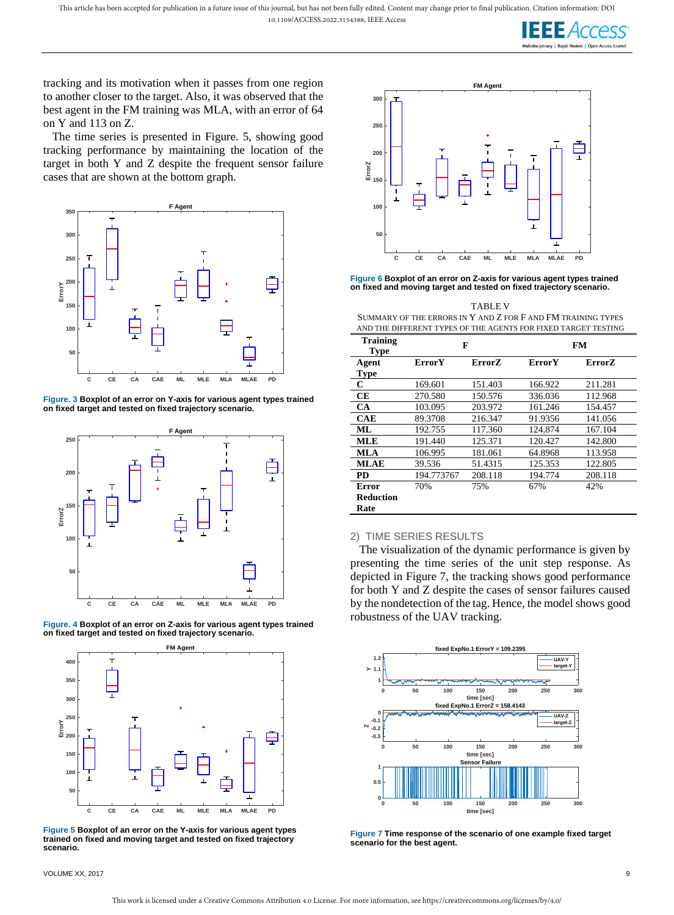tracking and its motivation when it passes from one region to another closer to the target. Also, it was observed that the best agent in the FM training was MLA, with an error of 64 on Y and 113 on Z.

The time series is presented in Figure. 5, showing good tracking performance by maintaining the location of the target in both Y and Z despite the frequent sensor failure cases that are shown at the bottom graph.

**Figure. 3** Boxplot of an error on Y-axis for various agent types trained on fixed target and tested on fixed trajectory scenario.

**Figure. 4** Boxplot of an error on Z-axis for various agent types trained on fixed target and tested on fixed trajectory scenario.

**Figure 5** Boxplot of an error on the Y-axis for various agent types trained on fixed and moving target and tested on fixed trajectory scenario.

**Figure 6** Boxplot of an error on Z-axis for various agent types trained on fixed and moving target and tested on fixed trajectory scenario.

TABLE V
SUMMARY OF THE ERRORS IN Y AND Z FOR F AND FM TRAINING TYPES AND THE DIFFERENT TYPES OF THE AGENTS FOR FIXED TARGET TESTING

| **Training Type** | **F** | | **FM** | |
|---|---|---|---|---|
| **Agent Type** | **ErrorY** | **ErrorZ** | **ErrorY** | **ErrorZ** |
| **C** | 169.601 | 151.403 | 166.922 | 211.281 |
| **CE** | 270.580 | 150.576 | 336.036 | 112.968 |
| **CA** | 103.095 | 203.972 | 161.246 | 154.457 |
| **CAE** | 89.3708 | 216.347 | 91.9356 | 141.056 |
| **ML** | 192.755 | 117.360 | 124.874 | 167.104 |
| **MLE** | 191.440 | 125.371 | 120.427 | 142.800 |
| **MLA** | 106.995 | 181.061 | 64.8968 | 113.958 |
| **MLAE** | 39.536 | 51.4315 | 125.353 | 122.805 |
| **PD** | 194.773767 | 208.118 | 194.774 | 208.118 |
| **Error Reduction Rate** | 70% | 75% | 67% | 42% |

### 2) TIME SERIES RESULTS

The visualization of the dynamic performance is given by presenting the time series of the unit step response. As depicted in Figure 7, the tracking shows good performance for both Y and Z despite the cases of sensor failures caused by the nondetection of the tag. Hence, the model shows good robustness of the UAV tracking.

**Figure 7** Time response of the scenario of one example fixed target scenario for the best agent.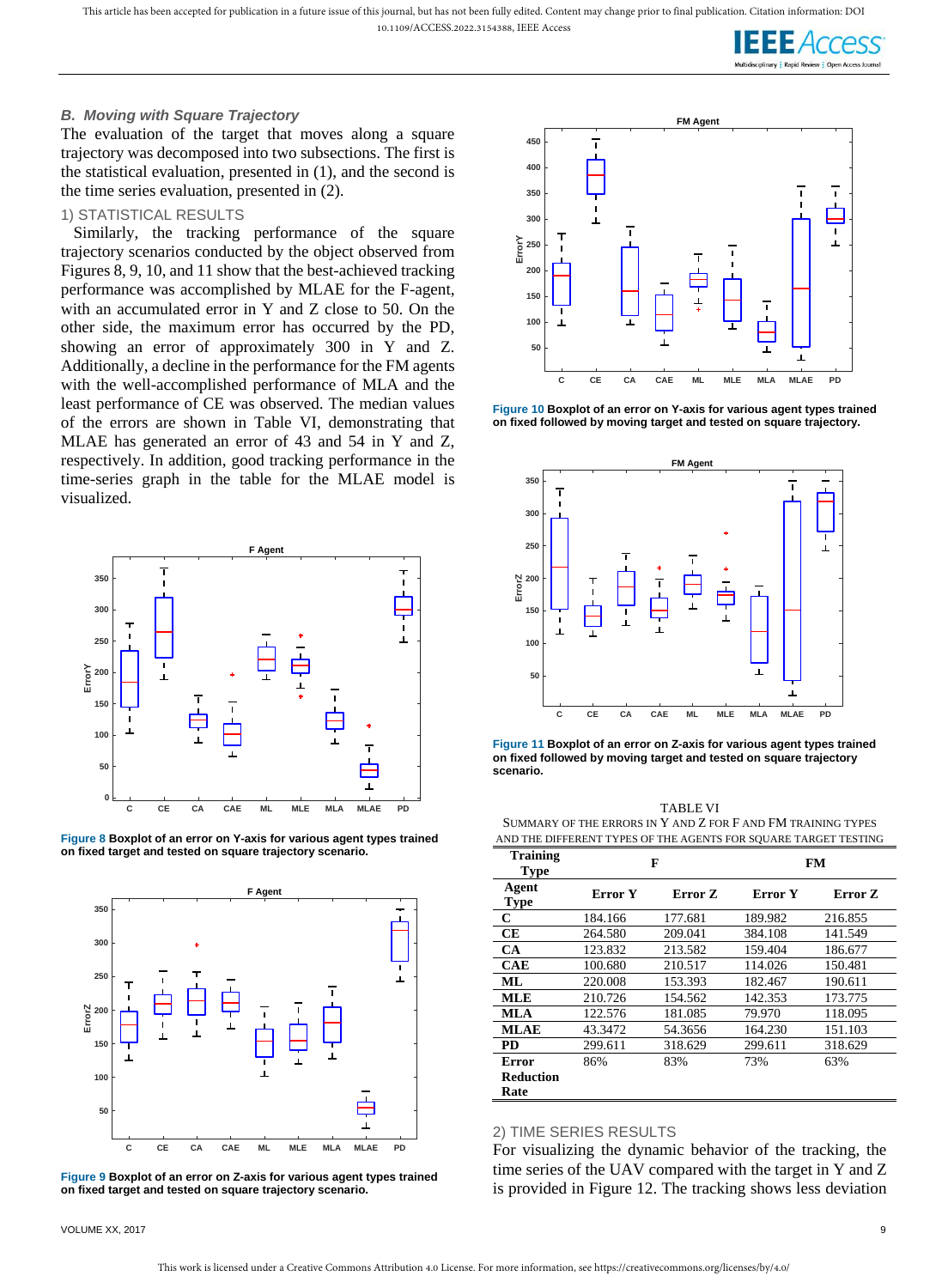### B. Moving with Square Trajectory

The evaluation of the target that moves along a square trajectory was decomposed into two subsections. The first is the statistical evaluation, presented in (1), and the second is the time series evaluation, presented in (2).

#### 1) STATISTICAL RESULTS

Similarly, the tracking performance of the square trajectory scenarios conducted by the object observed from Figures 8, 9, 10, and 11 show that the best-achieved tracking performance was accomplished by MLAE for the F-agent, with an accumulated error in Y and Z close to 50. On the other side, the maximum error has occurred by the PD, showing an error of approximately 300 in Y and Z. Additionally, a decline in the performance for the FM agents with the well-accomplished performance of MLA and the least performance of CE was observed. The median values of the errors are shown in Table VI, demonstrating that MLAE has generated an error of 43 and 54 in Y and Z, respectively. In addition, good tracking performance in the time-series graph in the table for the MLAE model is visualized.

**Figure 8** Boxplot of an error on Y-axis for various agent types trained on fixed target and tested on square trajectory scenario.

**Figure 9** Boxplot of an error on Z-axis for various agent types trained on fixed target and tested on square trajectory scenario.

**Figure 10** Boxplot of an error on Y-axis for various agent types trained on fixed followed by moving target and tested on square trajectory.

**Figure 11** Boxplot of an error on Z-axis for various agent types trained on fixed followed by moving target and tested on square trajectory scenario.

TABLE VI
SUMMARY OF THE ERRORS IN Y AND Z FOR F AND FM TRAINING TYPES AND THE DIFFERENT TYPES OF THE AGENTS FOR SQUARE TARGET TESTING

| Training Type | F | | FM | |
|---|---|---|---|---|
| **Agent Type** | **Error Y** | **Error Z** | **Error Y** | **Error Z** |
| **C** | 184.166 | 177.681 | 189.982 | 216.855 |
| **CE** | 264.580 | 209.041 | 384.108 | 141.549 |
| **CA** | 123.832 | 213.582 | 159.404 | 186.677 |
| **CAE** | 100.680 | 210.517 | 114.026 | 150.481 |
| **ML** | 220.008 | 153.393 | 182.467 | 190.611 |
| **MLE** | 210.726 | 154.562 | 142.353 | 173.775 |
| **MLA** | 122.576 | 181.085 | 79.970 | 118.095 |
| **MLAE** | 43.3472 | 54.3656 | 164.230 | 151.103 |
| **PD** | 299.611 | 318.629 | 299.611 | 318.629 |
| **Error Reduction Rate** | 86% | 83% | 73% | 63% |

#### 2) TIME SERIES RESULTS

For visualizing the dynamic behavior of the tracking, the time series of the UAV compared with the target in Y and Z is provided in Figure 12. The tracking shows less deviation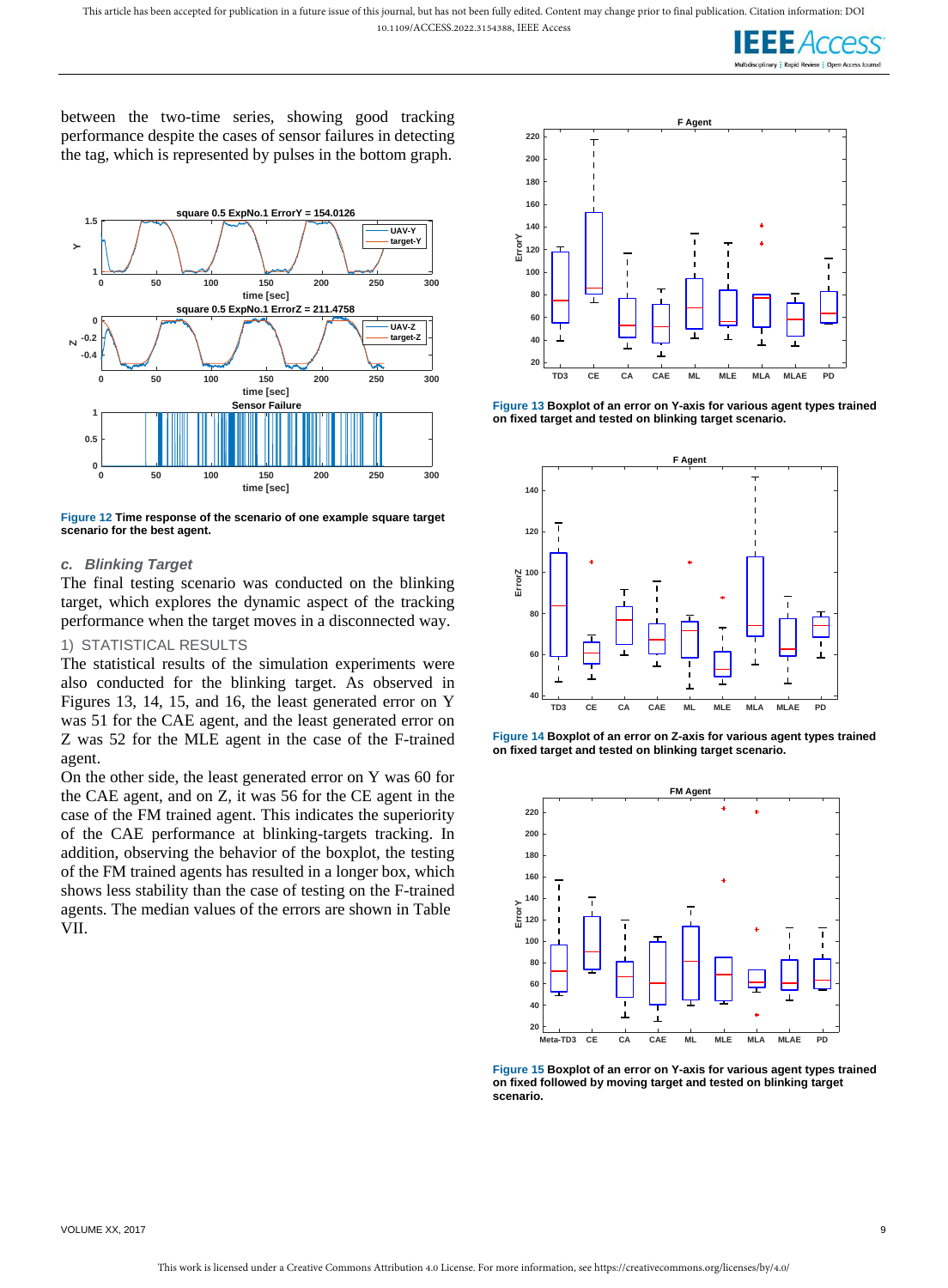between the two-time series, showing good tracking performance despite the cases of sensor failures in detecting the tag, which is represented by pulses in the bottom graph.

**Figure 12** Time response of the scenario of one example square target scenario for the best agent.

### c. Blinking Target

The final testing scenario was conducted on the blinking target, which explores the dynamic aspect of the tracking performance when the target moves in a disconnected way.

#### 1) STATISTICAL RESULTS

The statistical results of the simulation experiments were also conducted for the blinking target. As observed in Figures 13, 14, 15, and 16, the least generated error on Y was 51 for the CAE agent, and the least generated error on Z was 52 for the MLE agent in the case of the F-trained agent.

On the other side, the least generated error on Y was 60 for the CAE agent, and on Z, it was 56 for the CE agent in the case of the FM trained agent. This indicates the superiority of the CAE performance at blinking-targets tracking. In addition, observing the behavior of the boxplot, the testing of the FM trained agents has resulted in a longer box, which shows less stability than the case of testing on the F-trained agents. The median values of the errors are shown in Table VII.

**Figure 13** Boxplot of an error on Y-axis for various agent types trained on fixed target and tested on blinking target scenario.

**Figure 14** Boxplot of an error on Z-axis for various agent types trained on fixed target and tested on blinking target scenario.

**Figure 15** Boxplot of an error on Y-axis for various agent types trained on fixed followed by moving target and tested on blinking target scenario.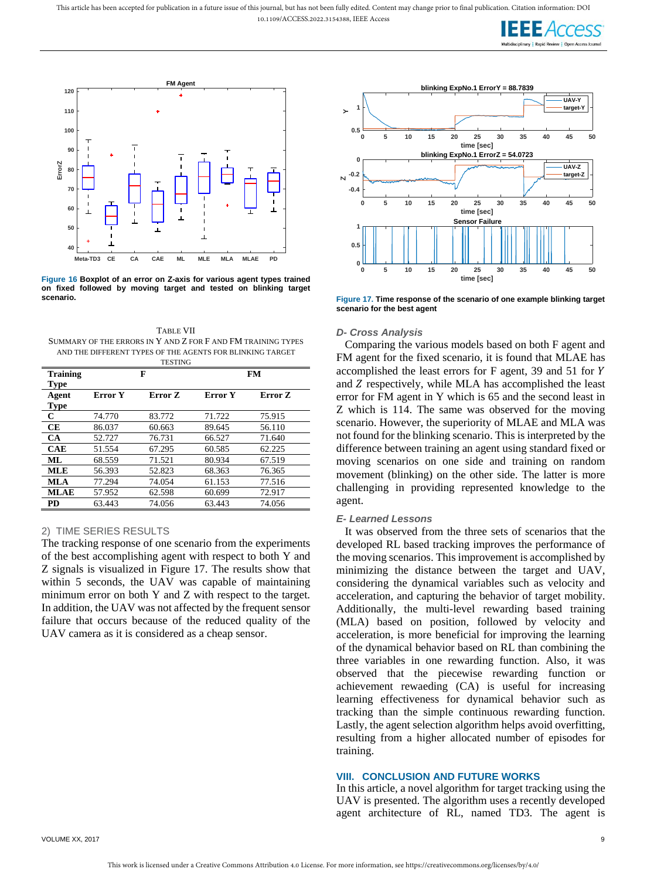Figure 16 Boxplot of an error on Z-axis for various agent types trained on fixed followed by moving target and tested on blinking target scenario.

TABLE VII
SUMMARY OF THE ERRORS IN Y AND Z FOR F AND FM TRAINING TYPES AND THE DIFFERENT TYPES OF THE AGENTS FOR BLINKING TARGET TESTING

| Training Type | F | | FM | |
|---|---|---|---|---|
| Agent Type | Error Y | Error Z | Error Y | Error Z |
| C | 74.770 | 83.772 | 71.722 | 75.915 |
| CE | 86.037 | 60.663 | 89.645 | 56.110 |
| CA | 52.727 | 76.731 | 66.527 | 71.640 |
| CAE | 51.554 | 67.295 | 60.585 | 62.225 |
| ML | 68.559 | 71.521 | 80.934 | 67.519 |
| MLE | 56.393 | 52.823 | 68.363 | 76.365 |
| MLA | 77.294 | 74.054 | 61.153 | 77.516 |
| MLAE | 57.952 | 62.598 | 60.699 | 72.917 |
| PD | 63.443 | 74.056 | 63.443 | 74.056 |

#### 2) TIME SERIES RESULTS

The tracking response of one scenario from the experiments of the best accomplishing agent with respect to both Y and Z signals is visualized in Figure 17. The results show that within 5 seconds, the UAV was capable of maintaining minimum error on both Y and Z with respect to the target. In addition, the UAV was not affected by the frequent sensor failure that occurs because of the reduced quality of the UAV camera as it is considered as a cheap sensor.

Figure 17. Time response of the scenario of one example blinking target scenario for the best agent

### D- Cross Analysis

Comparing the various models based on both F agent and FM agent for the fixed scenario, it is found that MLAE has accomplished the least errors for F agent, 39 and 51 for $Y$ and $Z$ respectively, while MLA has accomplished the least error for FM agent in Y which is 65 and the second least in Z which is 114. The same was observed for the moving scenario. However, the superiority of MLAE and MLA was not found for the blinking scenario. This is interpreted by the difference between training an agent using standard fixed or moving scenarios on one side and training on random movement (blinking) on the other side. The latter is more challenging in providing represented knowledge to the agent.

### E- Learned Lessons

It was observed from the three sets of scenarios that the developed RL based tracking improves the performance of the moving scenarios. This improvement is accomplished by minimizing the distance between the target and UAV, considering the dynamical variables such as velocity and acceleration, and capturing the behavior of target mobility. Additionally, the multi-level rewarding based training (MLA) based on position, followed by velocity and acceleration, is more beneficial for improving the learning of the dynamical behavior based on RL than combining the three variables in one rewarding function. Also, it was observed that the piecewise rewarding function or achievement rewaeding (CA) is useful for increasing learning effectiveness for dynamical behavior such as tracking than the simple continuous rewarding function. Lastly, the agent selection algorithm helps avoid overfitting, resulting from a higher allocated number of episodes for training.

## VIII. CONCLUSION AND FUTURE WORKS

In this article, a novel algorithm for target tracking using the UAV is presented. The algorithm uses a recently developed agent architecture of RL, named TD3. The agent is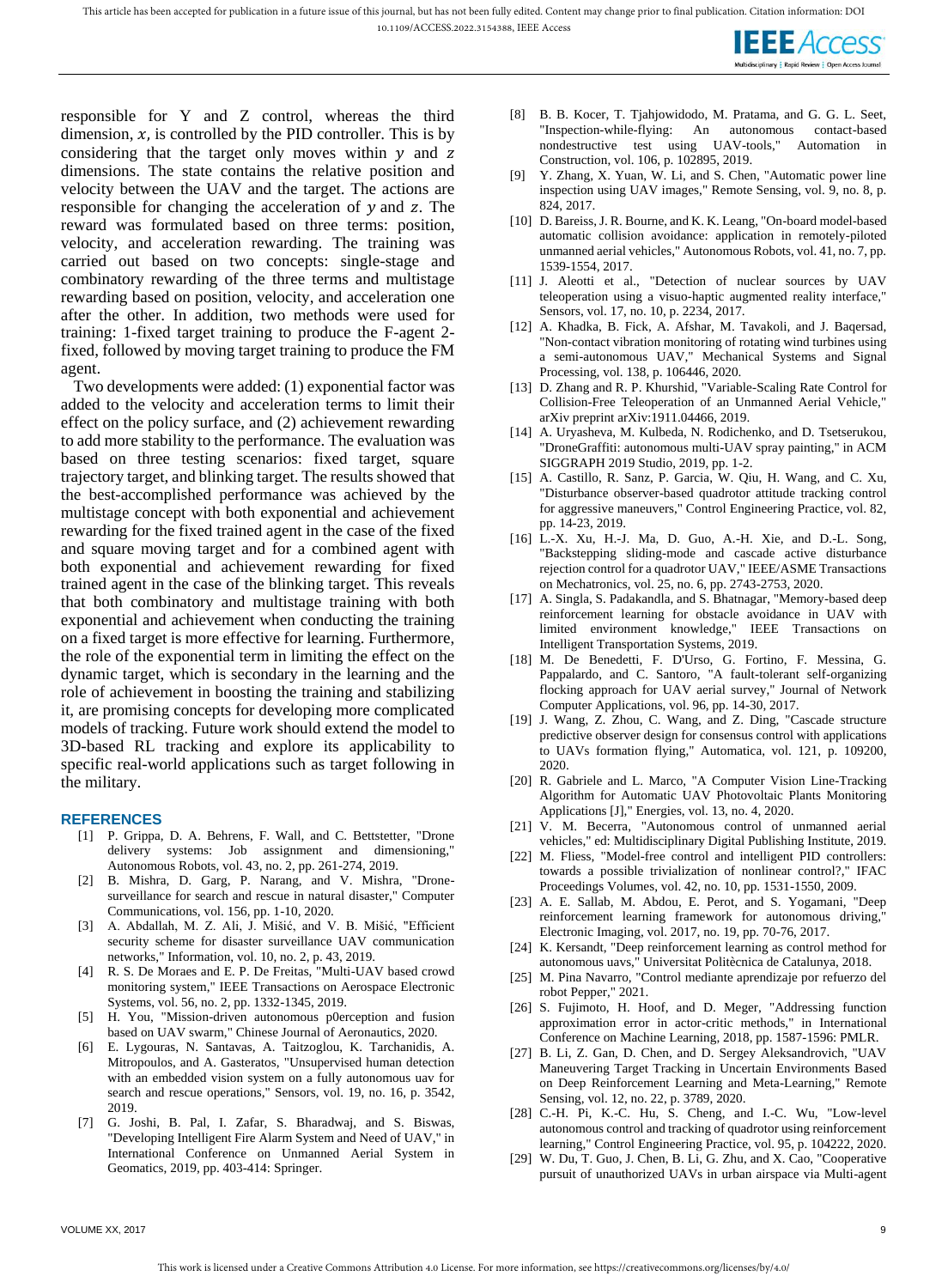responsible for Y and Z control, whereas the third dimension, $x$, is controlled by the PID controller. This is by considering that the target only moves within $y$ and $z$ dimensions. The state contains the relative position and velocity between the UAV and the target. The actions are responsible for changing the acceleration of $y$ and $z$. The reward was formulated based on three terms: position, velocity, and acceleration rewarding. The training was carried out based on two concepts: single-stage and combinatory rewarding of the three terms and multistage rewarding based on position, velocity, and acceleration one after the other. In addition, two methods were used for training: 1-fixed target training to produce the F-agent 2-fixed, followed by moving target training to produce the FM agent.

Two developments were added: (1) exponential factor was added to the velocity and acceleration terms to limit their effect on the policy surface, and (2) achievement rewarding to add more stability to the performance. The evaluation was based on three testing scenarios: fixed target, square trajectory target, and blinking target. The results showed that the best-accomplished performance was achieved by the multistage concept with both exponential and achievement rewarding for the fixed trained agent in the case of the fixed and square moving target and for a combined agent with both exponential and achievement rewarding for fixed trained agent in the case of the blinking target. This reveals that both combinatory and multistage training with both exponential and achievement when conducting the training on a fixed target is more effective for learning. Furthermore, the role of the exponential term in limiting the effect on the dynamic target, which is secondary in the learning and the role of achievement in boosting the training and stabilizing it, are promising concepts for developing more complicated models of tracking. Future work should extend the model to 3D-based RL tracking and explore its applicability to specific real-world applications such as target following in the military.

## REFERENCES

[1] P. Grippa, D. A. Behrens, F. Wall, and C. Bettstetter, "Drone delivery systems: Job assignment and dimensioning," Autonomous Robots, vol. 43, no. 2, pp. 261-274, 2019.

[2] B. Mishra, D. Garg, P. Narang, and V. Mishra, "Drone-surveillance for search and rescue in natural disaster," Computer Communications, vol. 156, pp. 1-10, 2020.

[3] A. Abdallah, M. Z. Ali, J. Mišić, and V. B. Mišić, "Efficient security scheme for disaster surveillance UAV communication networks," Information, vol. 10, no. 2, p. 43, 2019.

[4] R. S. De Moraes and E. P. De Freitas, "Multi-UAV based crowd monitoring system," IEEE Transactions on Aerospace Electronic Systems, vol. 56, no. 2, pp. 1332-1345, 2019.

[5] H. You, "Mission-driven autonomous p0erception and fusion based on UAV swarm," Chinese Journal of Aeronautics, 2020.

[6] E. Lygouras, N. Santavas, A. Taitzoglou, K. Tarchanidis, A. Mitropoulos, and A. Gasteratos, "Unsupervised human detection with an embedded vision system on a fully autonomous uav for search and rescue operations," Sensors, vol. 19, no. 16, p. 3542, 2019.

[7] G. Joshi, B. Pal, I. Zafar, S. Bharadwaj, and S. Biswas, "Developing Intelligent Fire Alarm System and Need of UAV," in International Conference on Unmanned Aerial System in Geomatics, 2019, pp. 403-414: Springer.

[8] B. B. Kocer, T. Tjahjowidodo, M. Pratama, and G. G. L. Seet, "Inspection-while-flying: An autonomous contact-based nondestructive test using UAV-tools," Automation in Construction, vol. 106, p. 102895, 2019.

[9] Y. Zhang, X. Yuan, W. Li, and S. Chen, "Automatic power line inspection using UAV images," Remote Sensing, vol. 9, no. 8, p. 824, 2017.

[10] D. Bareiss, J. R. Bourne, and K. K. Leang, "On-board model-based automatic collision avoidance: application in remotely-piloted unmanned aerial vehicles," Autonomous Robots, vol. 41, no. 7, pp. 1539-1554, 2017.

[11] J. Aleotti et al., "Detection of nuclear sources by UAV teleoperation using a visuo-haptic augmented reality interface," Sensors, vol. 17, no. 10, p. 2234, 2017.

[12] A. Khadka, B. Fick, A. Afshar, M. Tavakoli, and J. Baqersad, "Non-contact vibration monitoring of rotating wind turbines using a semi-autonomous UAV," Mechanical Systems and Signal Processing, vol. 138, p. 106446, 2020.

[13] D. Zhang and R. P. Khurshid, "Variable-Scaling Rate Control for Collision-Free Teleoperation of an Unmanned Aerial Vehicle," arXiv preprint arXiv:1911.04466, 2019.

[14] A. Uryasheva, M. Kulbeda, N. Rodichenko, and D. Tsetserukou, "DroneGraffiti: autonomous multi-UAV spray painting," in ACM SIGGRAPH 2019 Studio, 2019, pp. 1-2.

[15] A. Castillo, R. Sanz, P. Garcia, W. Qiu, H. Wang, and C. Xu, "Disturbance observer-based quadrotor attitude tracking control for aggressive maneuvers," Control Engineering Practice, vol. 82, pp. 14-23, 2019.

[16] L.-X. Xu, H.-J. Ma, D. Guo, A.-H. Xie, and D.-L. Song, "Backstepping sliding-mode and cascade active disturbance rejection control for a quadrotor UAV," IEEE/ASME Transactions on Mechatronics, vol. 25, no. 6, pp. 2743-2753, 2020.

[17] A. Singla, S. Padakandla, and S. Bhatnagar, "Memory-based deep reinforcement learning for obstacle avoidance in UAV with limited environment knowledge," IEEE Transactions on Intelligent Transportation Systems, 2019.

[18] M. De Benedetti, F. D'Urso, G. Fortino, F. Messina, G. Pappalardo, and C. Santoro, "A fault-tolerant self-organizing flocking approach for UAV aerial survey," Journal of Network Computer Applications, vol. 96, pp. 14-30, 2017.

[19] J. Wang, Z. Zhou, C. Wang, and Z. Ding, "Cascade structure predictive observer design for consensus control with applications to UAVs formation flying," Automatica, vol. 121, p. 109200, 2020.

[20] R. Gabriele and L. Marco, "A Computer Vision Line-Tracking Algorithm for Automatic UAV Photovoltaic Plants Monitoring Applications [J]," Energies, vol. 13, no. 4, 2020.

[21] V. M. Becerra, "Autonomous control of unmanned aerial vehicles," ed: Multidisciplinary Digital Publishing Institute, 2019.

[22] M. Fliess, "Model-free control and intelligent PID controllers: towards a possible trivialization of nonlinear control?," IFAC Proceedings Volumes, vol. 42, no. 10, pp. 1531-1550, 2009.

[23] A. E. Sallab, M. Abdou, E. Perot, and S. Yogamani, "Deep reinforcement learning framework for autonomous driving," Electronic Imaging, vol. 2017, no. 19, pp. 70-76, 2017.

[24] K. Kersandt, "Deep reinforcement learning as control method for autonomous uavs," Universitat Politècnica de Catalunya, 2018.

[25] M. Pina Navarro, "Control mediante aprendizaje por refuerzo del robot Pepper," 2021.

[26] S. Fujimoto, H. Hoof, and D. Meger, "Addressing function approximation error in actor-critic methods," in International Conference on Machine Learning, 2018, pp. 1587-1596: PMLR.

[27] B. Li, Z. Gan, D. Chen, and D. Sergey Aleksandrovich, "UAV Maneuvering Target Tracking in Uncertain Environments Based on Deep Reinforcement Learning and Meta-Learning," Remote Sensing, vol. 12, no. 22, p. 3789, 2020.

[28] C.-H. Pi, K.-C. Hu, S. Cheng, and I.-C. Wu, "Low-level autonomous control and tracking of quadrotor using reinforcement learning," Control Engineering Practice, vol. 95, p. 104222, 2020.

[29] W. Du, T. Guo, J. Chen, B. Li, G. Zhu, and X. Cao, "Cooperative pursuit of unauthorized UAVs in urban airspace via Multi-agent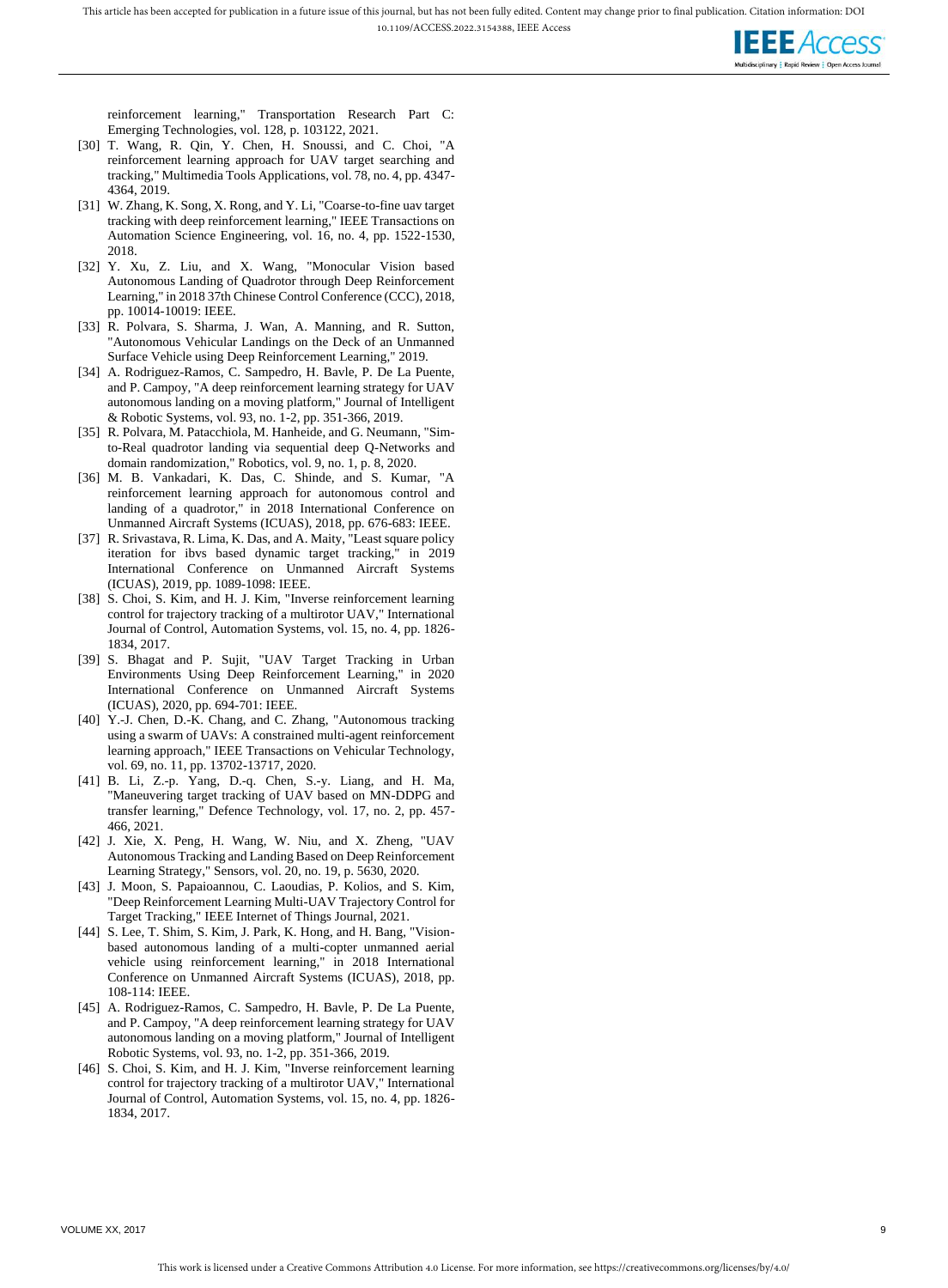reinforcement learning," Transportation Research Part C: Emerging Technologies, vol. 128, p. 103122, 2021.

[30] T. Wang, R. Qin, Y. Chen, H. Snoussi, and C. Choi, "A reinforcement learning approach for UAV target searching and tracking," Multimedia Tools Applications, vol. 78, no. 4, pp. 4347-4364, 2019.

[31] W. Zhang, K. Song, X. Rong, and Y. Li, "Coarse-to-fine uav target tracking with deep reinforcement learning," IEEE Transactions on Automation Science Engineering, vol. 16, no. 4, pp. 1522-1530, 2018.

[32] Y. Xu, Z. Liu, and X. Wang, "Monocular Vision based Autonomous Landing of Quadrotor through Deep Reinforcement Learning," in 2018 37th Chinese Control Conference (CCC), 2018, pp. 10014-10019: IEEE.

[33] R. Polvara, S. Sharma, J. Wan, A. Manning, and R. Sutton, "Autonomous Vehicular Landings on the Deck of an Unmanned Surface Vehicle using Deep Reinforcement Learning," 2019.

[34] A. Rodriguez-Ramos, C. Sampedro, H. Bavle, P. De La Puente, and P. Campoy, "A deep reinforcement learning strategy for UAV autonomous landing on a moving platform," Journal of Intelligent & Robotic Systems, vol. 93, no. 1-2, pp. 351-366, 2019.

[35] R. Polvara, M. Patacchiola, M. Hanheide, and G. Neumann, "Sim-to-Real quadrotor landing via sequential deep Q-Networks and domain randomization," Robotics, vol. 9, no. 1, p. 8, 2020.

[36] M. B. Vankadari, K. Das, C. Shinde, and S. Kumar, "A reinforcement learning approach for autonomous control and landing of a quadrotor," in 2018 International Conference on Unmanned Aircraft Systems (ICUAS), 2018, pp. 676-683: IEEE.

[37] R. Srivastava, R. Lima, K. Das, and A. Maity, "Least square policy iteration for ibvs based dynamic target tracking," in 2019 International Conference on Unmanned Aircraft Systems (ICUAS), 2019, pp. 1089-1098: IEEE.

[38] S. Choi, S. Kim, and H. J. Kim, "Inverse reinforcement learning control for trajectory tracking of a multirotor UAV," International Journal of Control, Automation Systems, vol. 15, no. 4, pp. 1826-1834, 2017.

[39] S. Bhagat and P. Sujit, "UAV Target Tracking in Urban Environments Using Deep Reinforcement Learning," in 2020 International Conference on Unmanned Aircraft Systems (ICUAS), 2020, pp. 694-701: IEEE.

[40] Y.-J. Chen, D.-K. Chang, and C. Zhang, "Autonomous tracking using a swarm of UAVs: A constrained multi-agent reinforcement learning approach," IEEE Transactions on Vehicular Technology, vol. 69, no. 11, pp. 13702-13717, 2020.

[41] B. Li, Z.-p. Yang, D.-q. Chen, S.-y. Liang, and H. Ma, "Maneuvering target tracking of UAV based on MN-DDPG and transfer learning," Defence Technology, vol. 17, no. 2, pp. 457-466, 2021.

[42] J. Xie, X. Peng, H. Wang, W. Niu, and X. Zheng, "UAV Autonomous Tracking and Landing Based on Deep Reinforcement Learning Strategy," Sensors, vol. 20, no. 19, p. 5630, 2020.

[43] J. Moon, S. Papaioannou, C. Laoudias, P. Kolios, and S. Kim, "Deep Reinforcement Learning Multi-UAV Trajectory Control for Target Tracking," IEEE Internet of Things Journal, 2021.

[44] S. Lee, T. Shim, S. Kim, J. Park, K. Hong, and H. Bang, "Vision-based autonomous landing of a multi-copter unmanned aerial vehicle using reinforcement learning," in 2018 International Conference on Unmanned Aircraft Systems (ICUAS), 2018, pp. 108-114: IEEE.

[45] A. Rodriguez-Ramos, C. Sampedro, H. Bavle, P. De La Puente, and P. Campoy, "A deep reinforcement learning strategy for UAV autonomous landing on a moving platform," Journal of Intelligent Robotic Systems, vol. 93, no. 1-2, pp. 351-366, 2019.

[46] S. Choi, S. Kim, and H. J. Kim, "Inverse reinforcement learning control for trajectory tracking of a multirotor UAV," International Journal of Control, Automation Systems, vol. 15, no. 4, pp. 1826-1834, 2017.